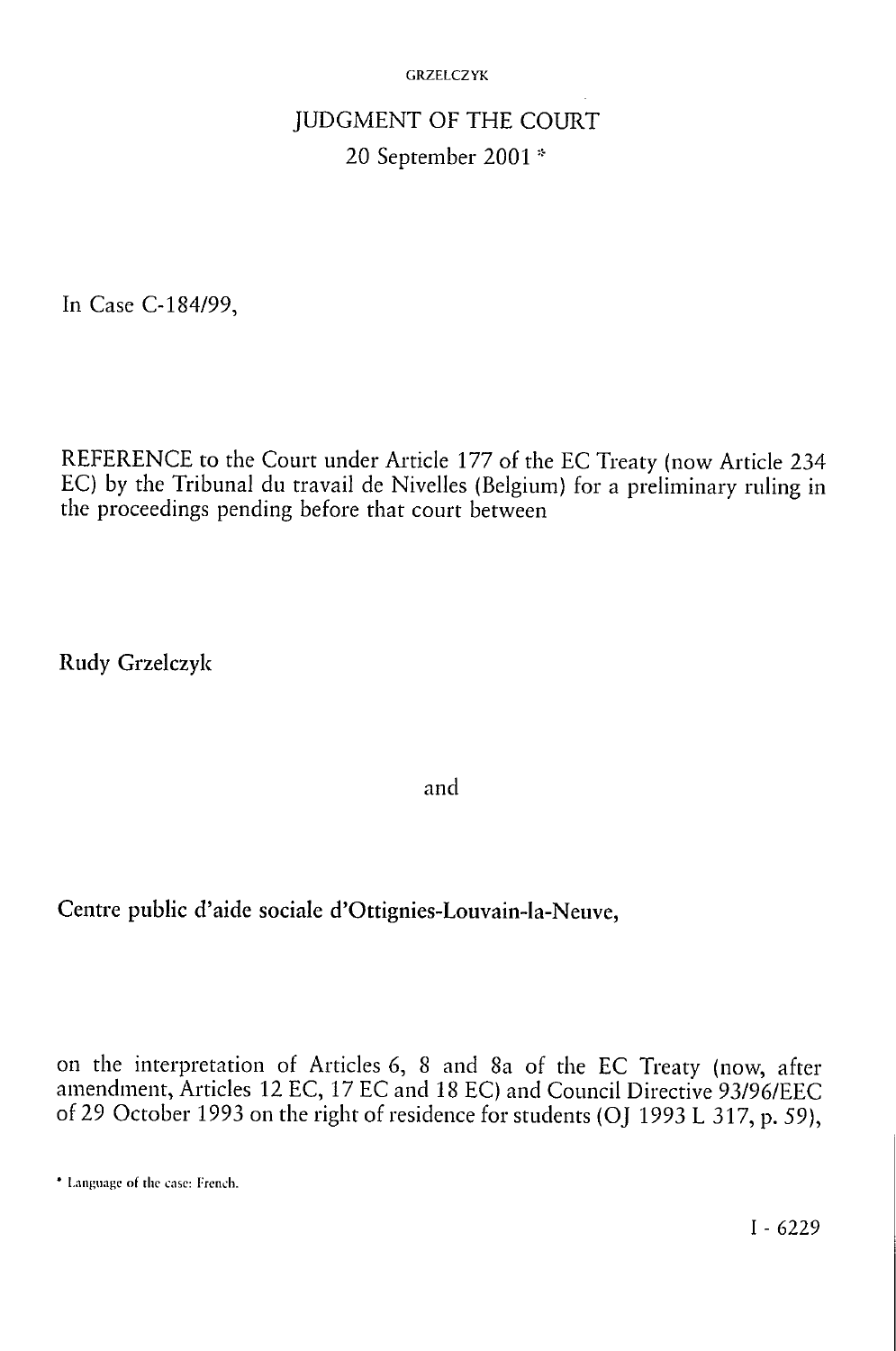# JUDGMENT OF THE COURT

20 September 2001 *

In Case C-184/99,

REFERENCE to the Court under Article 177 of the EC Treaty (now Article 234 EC) by the Tribunal du travail de Nivelles (Belgium) for a preliminary ruling in the proceedings pending before that court between

**Rudy Grzelczyk**

and

**Centre public d'aide sociale d'Ottignies-Louvain-la-Neuve,**

on the interpretation of Articles 6, 8 and 8a of the EC Treaty (now, after amendment, Articles 12 EC, 17 EC and 18 EC) and Council Directive 93/96/EEC of 29 October 1993 on the right of residence for students (OJ 1993 L 317, p. 59),

* Language of the case: French.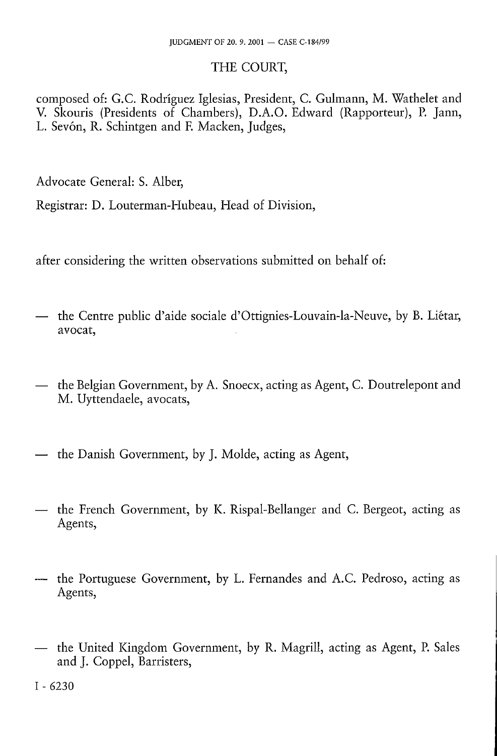THE COURT,

composed of: G.C. Rodríguez Iglesias, President, C. Gulmann, M. Wathelet and V. Skouris (Presidents of Chambers), D.A.O. Edward (Rapporteur), P. Jann, L. Sevón, R. Schintgen and F. Macken, Judges,

Advocate General: S. Alber,

Registrar: D. Louterman-Hubeau, Head of Division,

after considering the written observations submitted on behalf of:

— the Centre public d'aide sociale d'Ottignies-Louvain-la-Neuve, by B. Liétar, avocat,

— the Belgian Government, by A. Snoecx, acting as Agent, C. Doutrelepont and M. Uyttendaele, avocats,

— the Danish Government, by J. Molde, acting as Agent,

— the French Government, by K. Rispal-Bellanger and C. Bergeot, acting as Agents,

— the Portuguese Government, by L. Fernandes and A.C. Pedroso, acting as Agents,

— the United Kingdom Government, by R. Magrill, acting as Agent, P. Sales and J. Coppel, Barristers,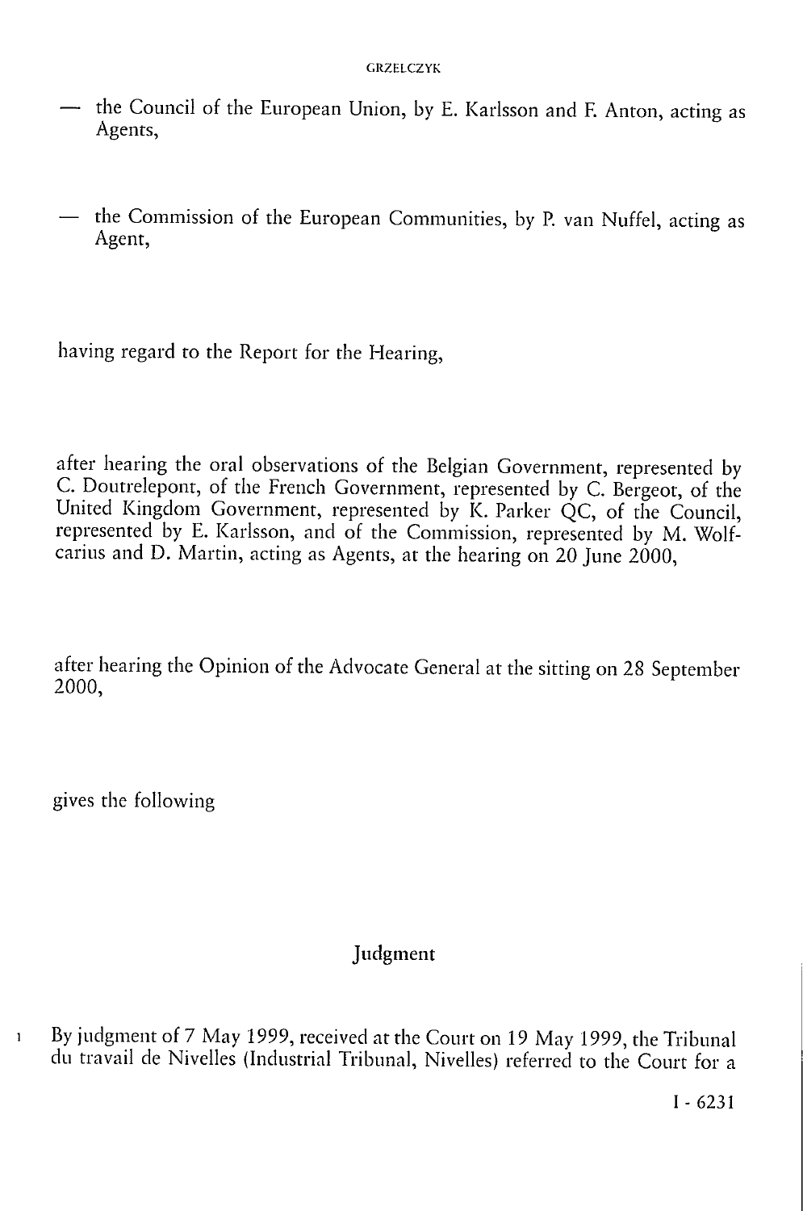— the Council of the European Union, by E. Karlsson and F. Anton, acting as Agents,

— the Commission of the European Communities, by P. van Nuffel, acting as Agent,

having regard to the Report for the Hearing,

after hearing the oral observations of the Belgian Government, represented by C. Doutrelepont, of the French Government, represented by C. Bergeot, of the United Kingdom Government, represented by K. Parker QC, of the Council, represented by E. Karlsson, and of the Commission, represented by M. Wolfcarius and D. Martin, acting as Agents, at the hearing on 20 June 2000,

after hearing the Opinion of the Advocate General at the sitting on 28 September 2000,

gives the following

## Judgment

1 By judgment of 7 May 1999, received at the Court on 19 May 1999, the Tribunal du travail de Nivelles (Industrial Tribunal, Nivelles) referred to the Court for a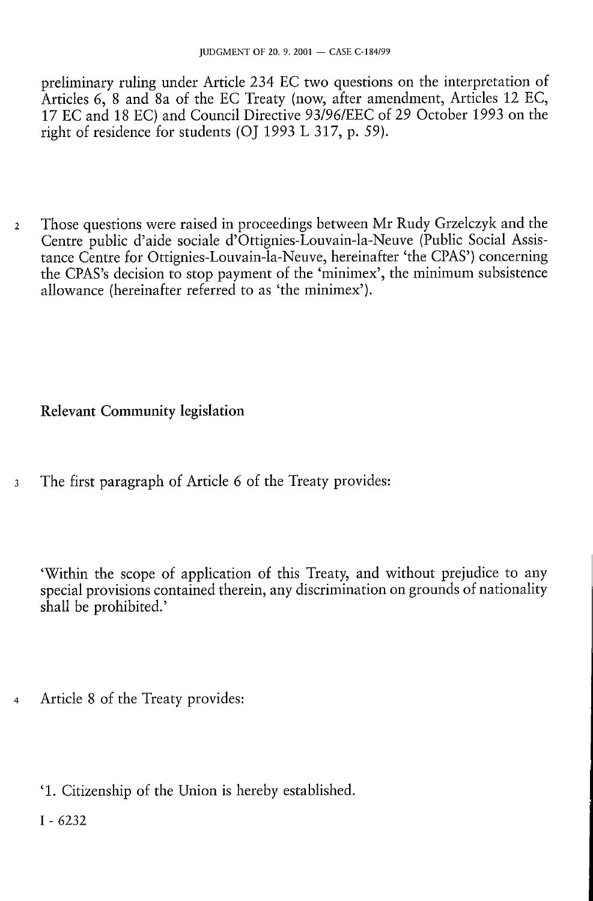preliminary ruling under Article 234 EC two questions on the interpretation of Articles 6, 8 and 8a of the EC Treaty (now, after amendment, Articles 12 EC, 17 EC and 18 EC) and Council Directive 93/96/EEC of 29 October 1993 on the right of residence for students (OJ 1993 L 317, p. 59).

2 Those questions were raised in proceedings between Mr Rudy Grzelczyk and the Centre public d'aide sociale d'Ottignies-Louvain-la-Neuve (Public Social Assistance Centre for Ottignies-Louvain-la-Neuve, hereinafter 'the CPAS') concerning the CPAS's decision to stop payment of the 'minimex', the minimum subsistence allowance (hereinafter referred to as 'the minimex').

## Relevant Community legislation

3 The first paragraph of Article 6 of the Treaty provides:

'Within the scope of application of this Treaty, and without prejudice to any special provisions contained therein, any discrimination on grounds of nationality shall be prohibited.'

4 Article 8 of the Treaty provides:

'1. Citizenship of the Union is hereby established.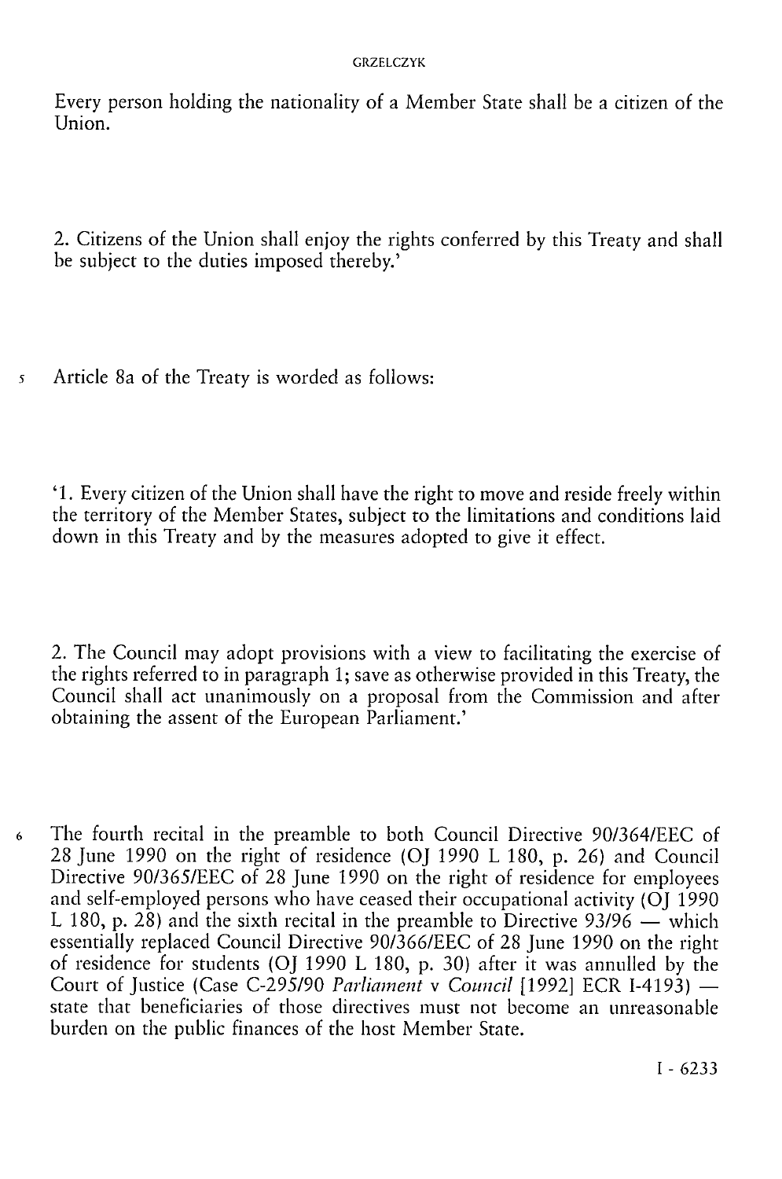Every person holding the nationality of a Member State shall be a citizen of the Union.

2. Citizens of the Union shall enjoy the rights conferred by this Treaty and shall be subject to the duties imposed thereby.'

5 Article 8a of the Treaty is worded as follows:

'1. Every citizen of the Union shall have the right to move and reside freely within the territory of the Member States, subject to the limitations and conditions laid down in this Treaty and by the measures adopted to give it effect.

2. The Council may adopt provisions with a view to facilitating the exercise of the rights referred to in paragraph 1; save as otherwise provided in this Treaty, the Council shall act unanimously on a proposal from the Commission and after obtaining the assent of the European Parliament.'

6 The fourth recital in the preamble to both Council Directive 90/364/EEC of 28 June 1990 on the right of residence (OJ 1990 L 180, p. 26) and Council Directive 90/365/EEC of 28 June 1990 on the right of residence for employees and self-employed persons who have ceased their occupational activity (OJ 1990 L 180, p. 28) and the sixth recital in the preamble to Directive 93/96 — which essentially replaced Council Directive 90/366/EEC of 28 June 1990 on the right of residence for students (OJ 1990 L 180, p. 30) after it was annulled by the Court of Justice (Case C-295/90 *Parliament* v *Council* [1992] ECR I-4193) — state that beneficiaries of those directives must not become an unreasonable burden on the public finances of the host Member State.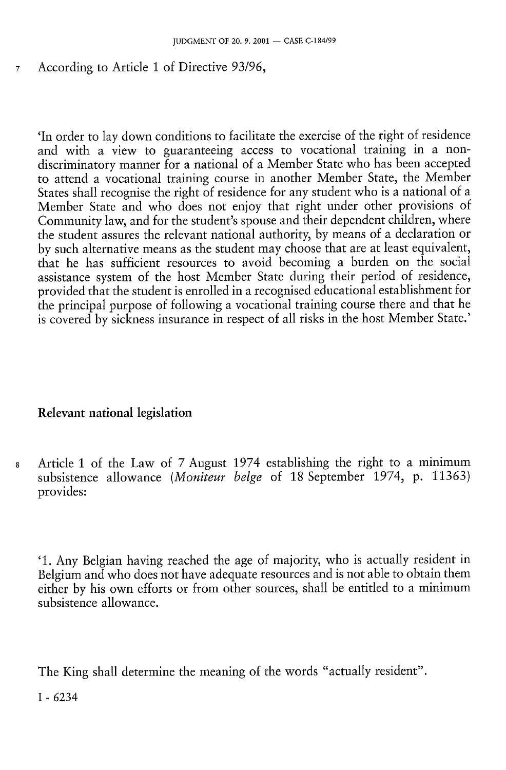7 According to Article 1 of Directive 93/96,

'In order to lay down conditions to facilitate the exercise of the right of residence and with a view to guaranteeing access to vocational training in a non-discriminatory manner for a national of a Member State who has been accepted to attend a vocational training course in another Member State, the Member States shall recognise the right of residence for any student who is a national of a Member State and who does not enjoy that right under other provisions of Community law, and for the student's spouse and their dependent children, where the student assures the relevant national authority, by means of a declaration or by such alternative means as the student may choose that are at least equivalent, that he has sufficient resources to avoid becoming a burden on the social assistance system of the host Member State during their period of residence, provided that the student is enrolled in a recognised educational establishment for the principal purpose of following a vocational training course there and that he is covered by sickness insurance in respect of all risks in the host Member State.'

**Relevant national legislation**

8 Article 1 of the Law of 7 August 1974 establishing the right to a minimum subsistence allowance (*Moniteur belge* of 18 September 1974, p. 11363) provides:

'1. Any Belgian having reached the age of majority, who is actually resident in Belgium and who does not have adequate resources and is not able to obtain them either by his own efforts or from other sources, shall be entitled to a minimum subsistence allowance.

The King shall determine the meaning of the words "actually resident".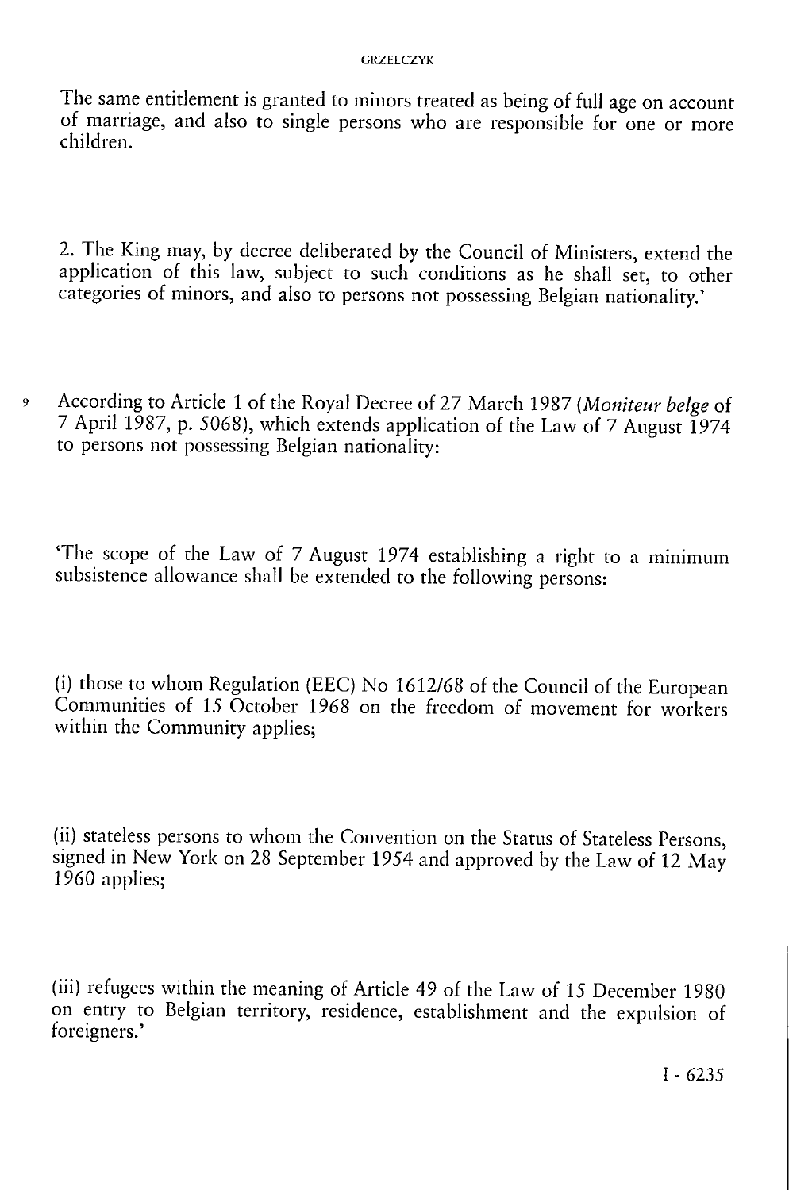The same entitlement is granted to minors treated as being of full age on account of marriage, and also to single persons who are responsible for one or more children.

2. The King may, by decree deliberated by the Council of Ministers, extend the application of this law, subject to such conditions as he shall set, to other categories of minors, and also to persons not possessing Belgian nationality.'

9 According to Article 1 of the Royal Decree of 27 March 1987 (*Moniteur belge* of 7 April 1987, p. 5068), which extends application of the Law of 7 August 1974 to persons not possessing Belgian nationality:

'The scope of the Law of 7 August 1974 establishing a right to a minimum subsistence allowance shall be extended to the following persons:

(i) those to whom Regulation (EEC) No 1612/68 of the Council of the European Communities of 15 October 1968 on the freedom of movement for workers within the Community applies;

(ii) stateless persons to whom the Convention on the Status of Stateless Persons, signed in New York on 28 September 1954 and approved by the Law of 12 May 1960 applies;

(iii) refugees within the meaning of Article 49 of the Law of 15 December 1980 on entry to Belgian territory, residence, establishment and the expulsion of foreigners.'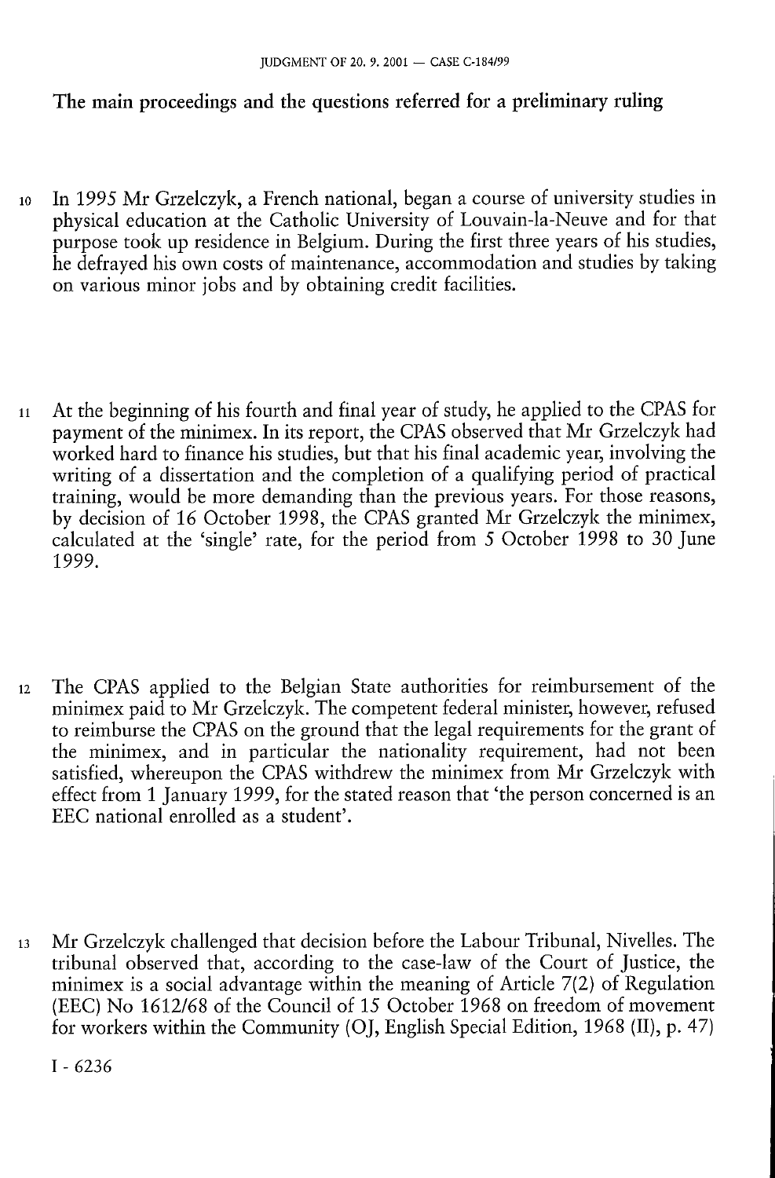## The main proceedings and the questions referred for a preliminary ruling

10 In 1995 Mr Grzelczyk, a French national, began a course of university studies in physical education at the Catholic University of Louvain-la-Neuve and for that purpose took up residence in Belgium. During the first three years of his studies, he defrayed his own costs of maintenance, accommodation and studies by taking on various minor jobs and by obtaining credit facilities.

11 At the beginning of his fourth and final year of study, he applied to the CPAS for payment of the minimex. In its report, the CPAS observed that Mr Grzelczyk had worked hard to finance his studies, but that his final academic year, involving the writing of a dissertation and the completion of a qualifying period of practical training, would be more demanding than the previous years. For those reasons, by decision of 16 October 1998, the CPAS granted Mr Grzelczyk the minimex, calculated at the 'single' rate, for the period from 5 October 1998 to 30 June 1999.

12 The CPAS applied to the Belgian State authorities for reimbursement of the minimex paid to Mr Grzelczyk. The competent federal minister, however, refused to reimburse the CPAS on the ground that the legal requirements for the grant of the minimex, and in particular the nationality requirement, had not been satisfied, whereupon the CPAS withdrew the minimex from Mr Grzelczyk with effect from 1 January 1999, for the stated reason that 'the person concerned is an EEC national enrolled as a student'.

13 Mr Grzelczyk challenged that decision before the Labour Tribunal, Nivelles. The tribunal observed that, according to the case-law of the Court of Justice, the minimex is a social advantage within the meaning of Article 7(2) of Regulation (EEC) No 1612/68 of the Council of 15 October 1968 on freedom of movement for workers within the Community (OJ, English Special Edition, 1968 (II), p. 47)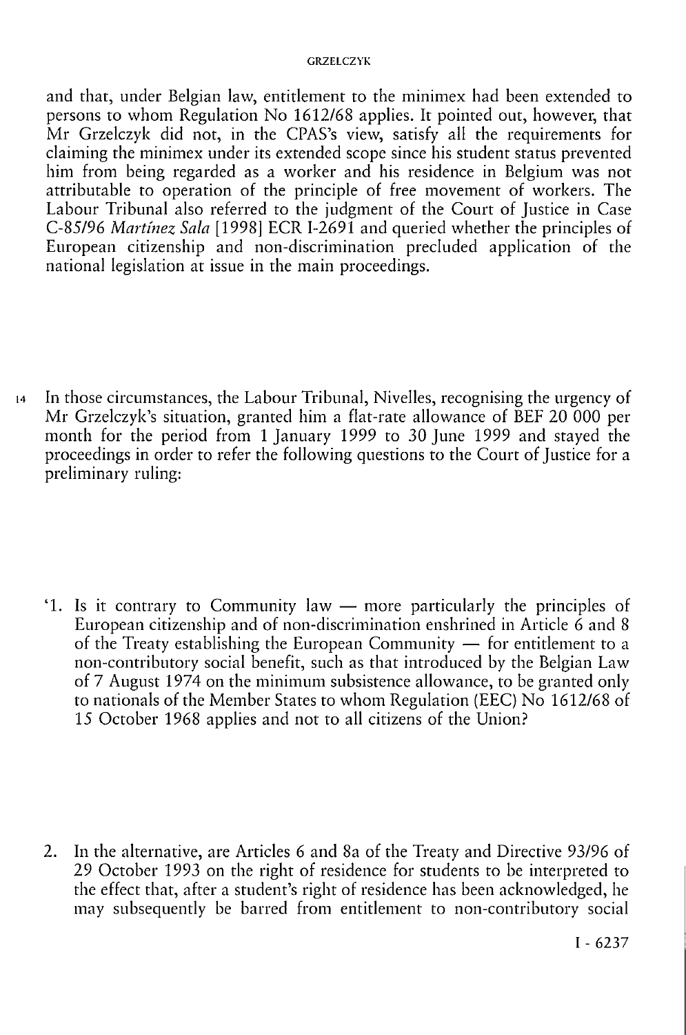and that, under Belgian law, entitlement to the minimex had been extended to persons to whom Regulation No 1612/68 applies. It pointed out, however, that Mr Grzelczyk did not, in the CPAS's view, satisfy all the requirements for claiming the minimex under its extended scope since his student status prevented him from being regarded as a worker and his residence in Belgium was not attributable to operation of the principle of free movement of workers. The Labour Tribunal also referred to the judgment of the Court of Justice in Case C-85/96 *Martínez Sala* [1998] ECR I-2691 and queried whether the principles of European citizenship and non-discrimination precluded application of the national legislation at issue in the main proceedings.

14 In those circumstances, the Labour Tribunal, Nivelles, recognising the urgency of Mr Grzelczyk's situation, granted him a flat-rate allowance of BEF 20 000 per month for the period from 1 January 1999 to 30 June 1999 and stayed the proceedings in order to refer the following questions to the Court of Justice for a preliminary ruling:

'1. Is it contrary to Community law — more particularly the principles of European citizenship and of non-discrimination enshrined in Article 6 and 8 of the Treaty establishing the European Community — for entitlement to a non-contributory social benefit, such as that introduced by the Belgian Law of 7 August 1974 on the minimum subsistence allowance, to be granted only to nationals of the Member States to whom Regulation (EEC) No 1612/68 of 15 October 1968 applies and not to all citizens of the Union?

2. In the alternative, are Articles 6 and 8a of the Treaty and Directive 93/96 of 29 October 1993 on the right of residence for students to be interpreted to the effect that, after a student's right of residence has been acknowledged, he may subsequently be barred from entitlement to non-contributory social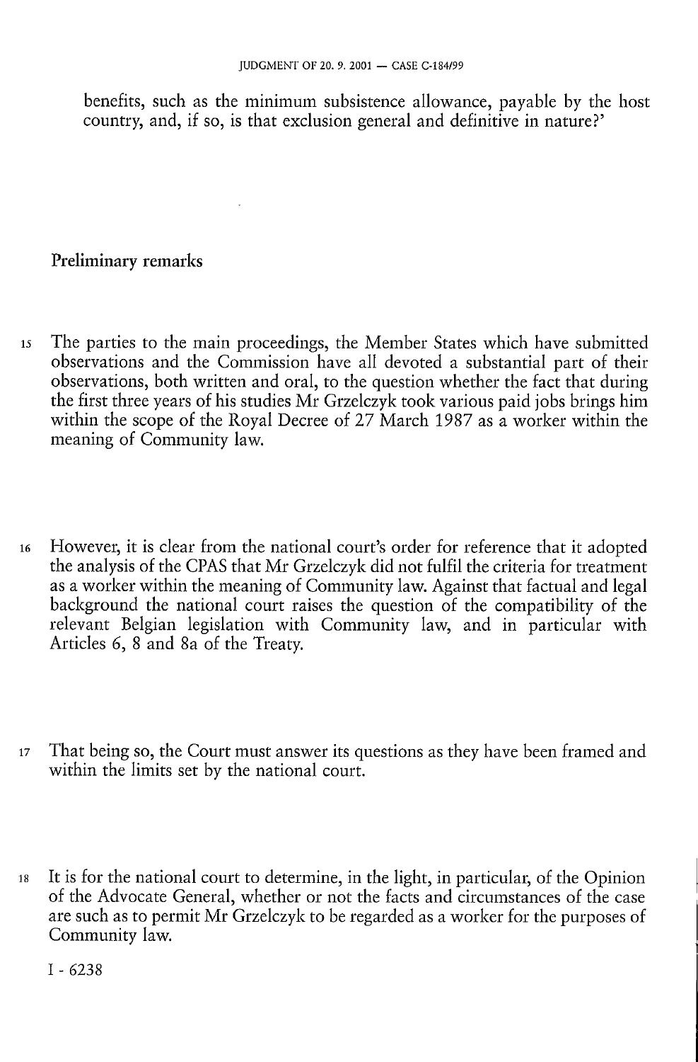benefits, such as the minimum subsistence allowance, payable by the host country, and, if so, is that exclusion general and definitive in nature?'

## Preliminary remarks

15 The parties to the main proceedings, the Member States which have submitted observations and the Commission have all devoted a substantial part of their observations, both written and oral, to the question whether the fact that during the first three years of his studies Mr Grzelczyk took various paid jobs brings him within the scope of the Royal Decree of 27 March 1987 as a worker within the meaning of Community law.

16 However, it is clear from the national court's order for reference that it adopted the analysis of the CPAS that Mr Grzelczyk did not fulfil the criteria for treatment as a worker within the meaning of Community law. Against that factual and legal background the national court raises the question of the compatibility of the relevant Belgian legislation with Community law, and in particular with Articles 6, 8 and 8a of the Treaty.

17 That being so, the Court must answer its questions as they have been framed and within the limits set by the national court.

18 It is for the national court to determine, in the light, in particular, of the Opinion of the Advocate General, whether or not the facts and circumstances of the case are such as to permit Mr Grzelczyk to be regarded as a worker for the purposes of Community law.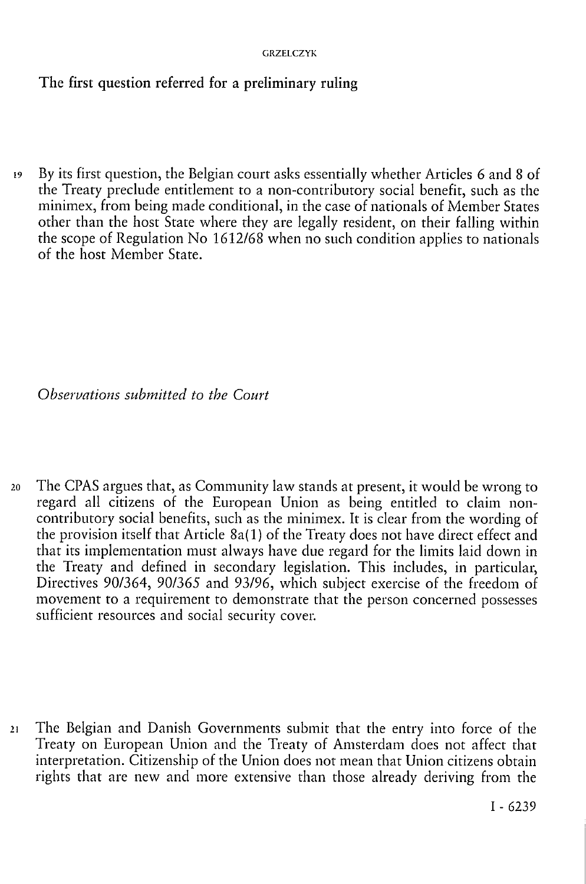The first question referred for a preliminary ruling

19 By its first question, the Belgian court asks essentially whether Articles 6 and 8 of the Treaty preclude entitlement to a non-contributory social benefit, such as the minimex, from being made conditional, in the case of nationals of Member States other than the host State where they are legally resident, on their falling within the scope of Regulation No 1612/68 when no such condition applies to nationals of the host Member State.

*Observations submitted to the Court*

20 The CPAS argues that, as Community law stands at present, it would be wrong to regard all citizens of the European Union as being entitled to claim non-contributory social benefits, such as the minimex. It is clear from the wording of the provision itself that Article 8a(1) of the Treaty does not have direct effect and that its implementation must always have due regard for the limits laid down in the Treaty and defined in secondary legislation. This includes, in particular, Directives 90/364, 90/365 and 93/96, which subject exercise of the freedom of movement to a requirement to demonstrate that the person concerned possesses sufficient resources and social security cover.

21 The Belgian and Danish Governments submit that the entry into force of the Treaty on European Union and the Treaty of Amsterdam does not affect that interpretation. Citizenship of the Union does not mean that Union citizens obtain rights that are new and more extensive than those already deriving from the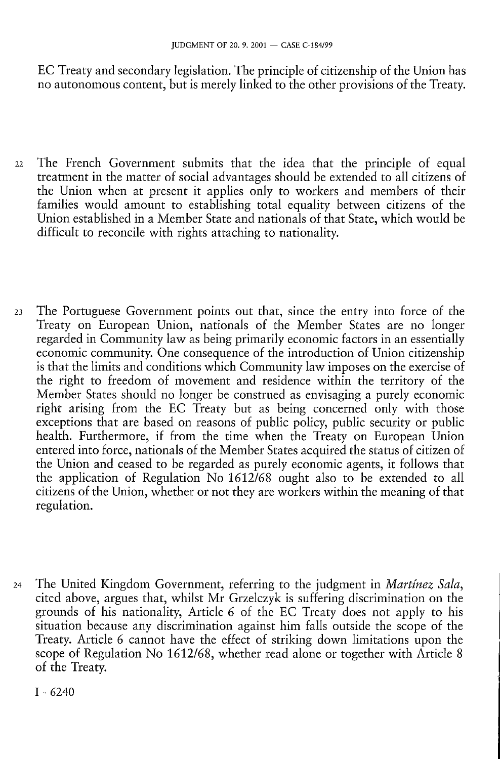EC Treaty and secondary legislation. The principle of citizenship of the Union has no autonomous content, but is merely linked to the other provisions of the Treaty.

22 The French Government submits that the idea that the principle of equal treatment in the matter of social advantages should be extended to all citizens of the Union when at present it applies only to workers and members of their families would amount to establishing total equality between citizens of the Union established in a Member State and nationals of that State, which would be difficult to reconcile with rights attaching to nationality.

23 The Portuguese Government points out that, since the entry into force of the Treaty on European Union, nationals of the Member States are no longer regarded in Community law as being primarily economic factors in an essentially economic community. One consequence of the introduction of Union citizenship is that the limits and conditions which Community law imposes on the exercise of the right to freedom of movement and residence within the territory of the Member States should no longer be construed as envisaging a purely economic right arising from the EC Treaty but as being concerned only with those exceptions that are based on reasons of public policy, public security or public health. Furthermore, if from the time when the Treaty on European Union entered into force, nationals of the Member States acquired the status of citizen of the Union and ceased to be regarded as purely economic agents, it follows that the application of Regulation No 1612/68 ought also to be extended to all citizens of the Union, whether or not they are workers within the meaning of that regulation.

24 The United Kingdom Government, referring to the judgment in *Martínez Sala*, cited above, argues that, whilst Mr Grzelczyk is suffering discrimination on the grounds of his nationality, Article 6 of the EC Treaty does not apply to his situation because any discrimination against him falls outside the scope of the Treaty. Article 6 cannot have the effect of striking down limitations upon the scope of Regulation No 1612/68, whether read alone or together with Article 8 of the Treaty.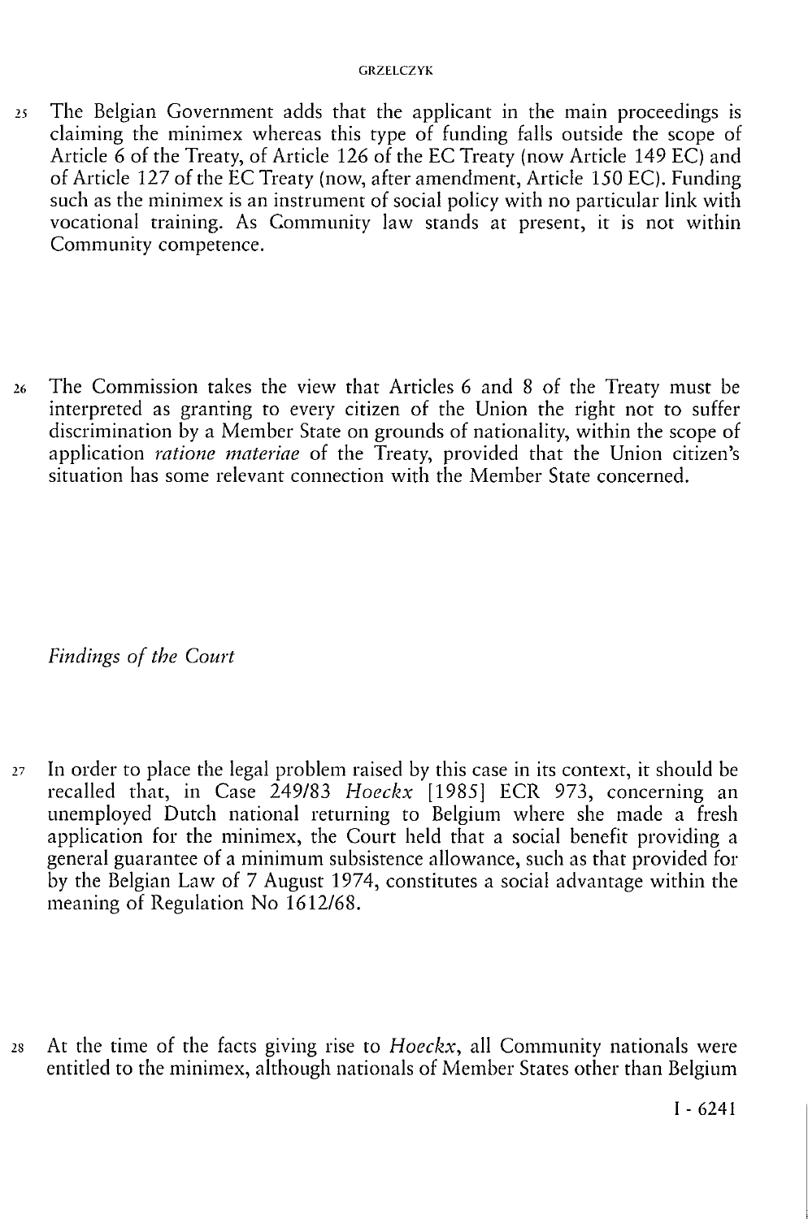25 The Belgian Government adds that the applicant in the main proceedings is claiming the minimex whereas this type of funding falls outside the scope of Article 6 of the Treaty, of Article 126 of the EC Treaty (now Article 149 EC) and of Article 127 of the EC Treaty (now, after amendment, Article 150 EC). Funding such as the minimex is an instrument of social policy with no particular link with vocational training. As Community law stands at present, it is not within Community competence.

26 The Commission takes the view that Articles 6 and 8 of the Treaty must be interpreted as granting to every citizen of the Union the right not to suffer discrimination by a Member State on grounds of nationality, within the scope of application *ratione materiae* of the Treaty, provided that the Union citizen's situation has some relevant connection with the Member State concerned.

*Findings of the Court*

27 In order to place the legal problem raised by this case in its context, it should be recalled that, in Case 249/83 *Hoeckx* [1985] ECR 973, concerning an unemployed Dutch national returning to Belgium where she made a fresh application for the minimex, the Court held that a social benefit providing a general guarantee of a minimum subsistence allowance, such as that provided for by the Belgian Law of 7 August 1974, constitutes a social advantage within the meaning of Regulation No 1612/68.

28 At the time of the facts giving rise to *Hoeckx*, all Community nationals were entitled to the minimex, although nationals of Member States other than Belgium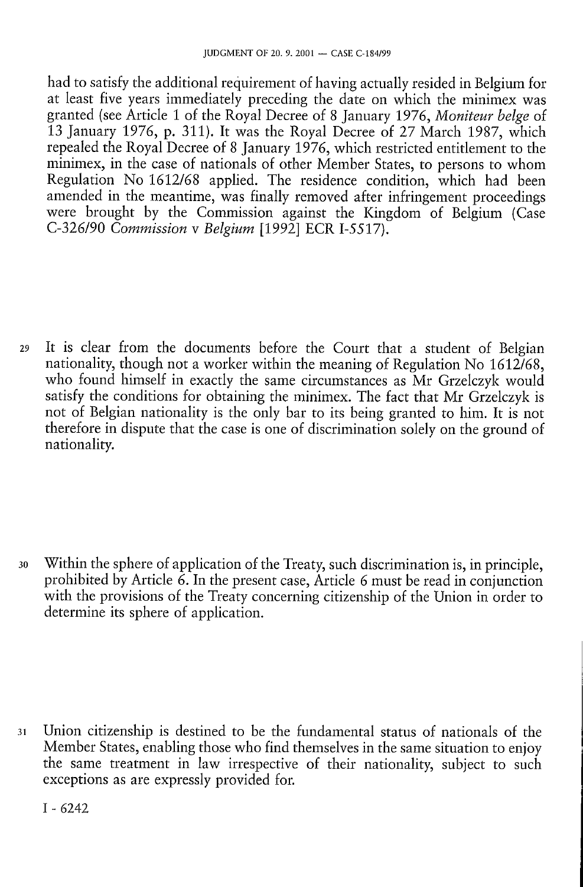had to satisfy the additional requirement of having actually resided in Belgium for at least five years immediately preceding the date on which the minimex was granted (see Article 1 of the Royal Decree of 8 January 1976, *Moniteur belge* of 13 January 1976, p. 311). It was the Royal Decree of 27 March 1987, which repealed the Royal Decree of 8 January 1976, which restricted entitlement to the minimex, in the case of nationals of other Member States, to persons to whom Regulation No 1612/68 applied. The residence condition, which had been amended in the meantime, was finally removed after infringement proceedings were brought by the Commission against the Kingdom of Belgium (Case C-326/90 *Commission* v *Belgium* [1992] ECR I-5517).

29 It is clear from the documents before the Court that a student of Belgian nationality, though not a worker within the meaning of Regulation No 1612/68, who found himself in exactly the same circumstances as Mr Grzelczyk would satisfy the conditions for obtaining the minimex. The fact that Mr Grzelczyk is not of Belgian nationality is the only bar to its being granted to him. It is not therefore in dispute that the case is one of discrimination solely on the ground of nationality.

30 Within the sphere of application of the Treaty, such discrimination is, in principle, prohibited by Article 6. In the present case, Article 6 must be read in conjunction with the provisions of the Treaty concerning citizenship of the Union in order to determine its sphere of application.

31 Union citizenship is destined to be the fundamental status of nationals of the Member States, enabling those who find themselves in the same situation to enjoy the same treatment in law irrespective of their nationality, subject to such exceptions as are expressly provided for.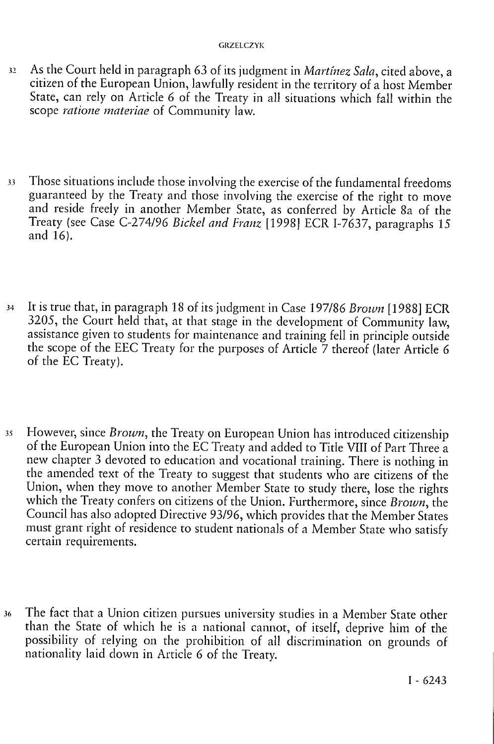32 As the Court held in paragraph 63 of its judgment in *Martínez Sala*, cited above, a citizen of the European Union, lawfully resident in the territory of a host Member State, can rely on Article 6 of the Treaty in all situations which fall within the scope *ratione materiae* of Community law.

33 Those situations include those involving the exercise of the fundamental freedoms guaranteed by the Treaty and those involving the exercise of the right to move and reside freely in another Member State, as conferred by Article 8a of the Treaty (see Case C-274/96 *Bickel and Franz* [1998] ECR I-7637, paragraphs 15 and 16).

34 It is true that, in paragraph 18 of its judgment in Case 197/86 *Brown* [1988] ECR 3205, the Court held that, at that stage in the development of Community law, assistance given to students for maintenance and training fell in principle outside the scope of the EEC Treaty for the purposes of Article 7 thereof (later Article 6 of the EC Treaty).

35 However, since *Brown*, the Treaty on European Union has introduced citizenship of the European Union into the EC Treaty and added to Title VIII of Part Three a new chapter 3 devoted to education and vocational training. There is nothing in the amended text of the Treaty to suggest that students who are citizens of the Union, when they move to another Member State to study there, lose the rights which the Treaty confers on citizens of the Union. Furthermore, since *Brown*, the Council has also adopted Directive 93/96, which provides that the Member States must grant right of residence to student nationals of a Member State who satisfy certain requirements.

36 The fact that a Union citizen pursues university studies in a Member State other than the State of which he is a national cannot, of itself, deprive him of the possibility of relying on the prohibition of all discrimination on grounds of nationality laid down in Article 6 of the Treaty.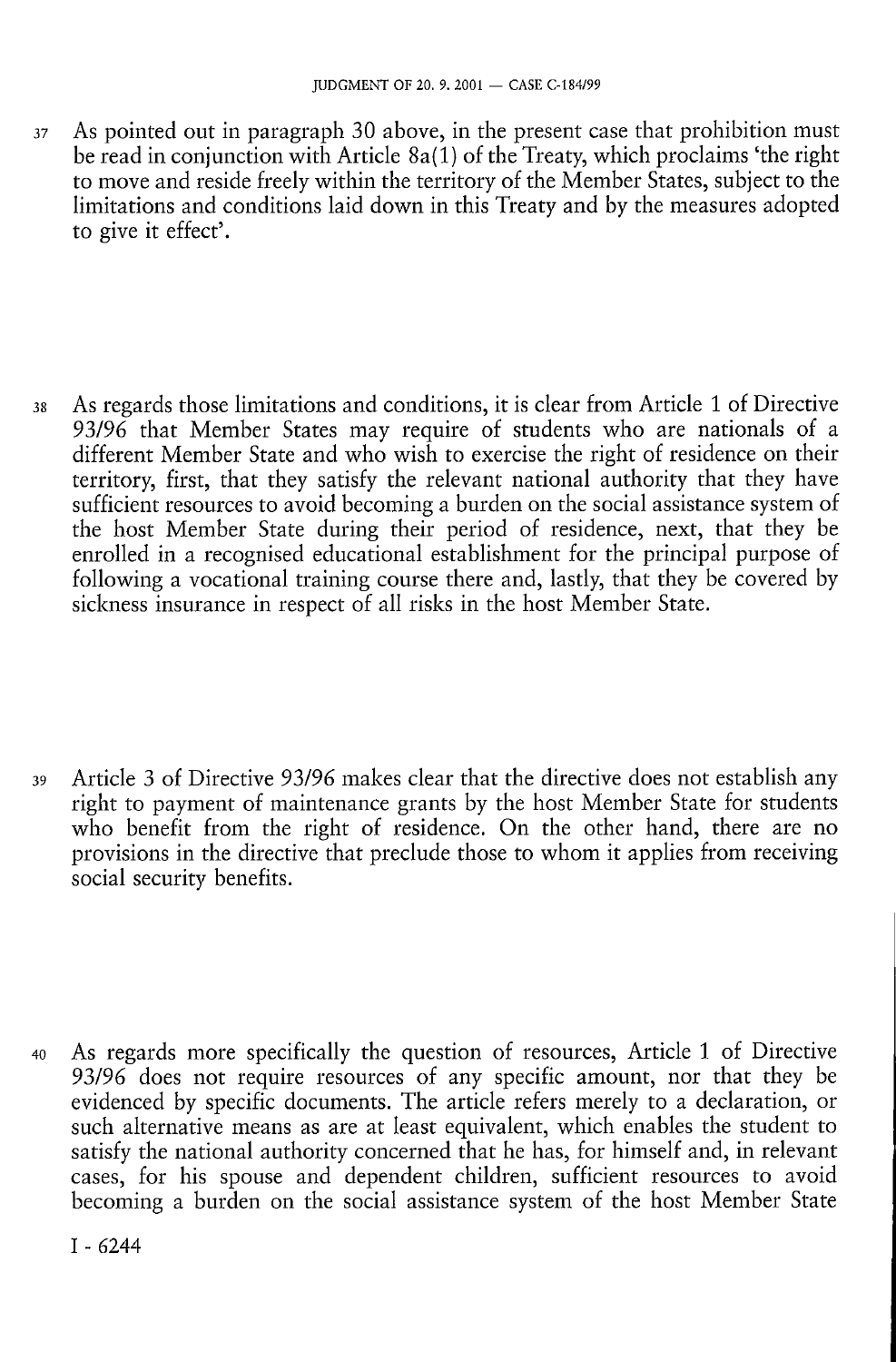37 As pointed out in paragraph 30 above, in the present case that prohibition must be read in conjunction with Article 8a(1) of the Treaty, which proclaims 'the right to move and reside freely within the territory of the Member States, subject to the limitations and conditions laid down in this Treaty and by the measures adopted to give it effect'.

38 As regards those limitations and conditions, it is clear from Article 1 of Directive 93/96 that Member States may require of students who are nationals of a different Member State and who wish to exercise the right of residence on their territory, first, that they satisfy the relevant national authority that they have sufficient resources to avoid becoming a burden on the social assistance system of the host Member State during their period of residence, next, that they be enrolled in a recognised educational establishment for the principal purpose of following a vocational training course there and, lastly, that they be covered by sickness insurance in respect of all risks in the host Member State.

39 Article 3 of Directive 93/96 makes clear that the directive does not establish any right to payment of maintenance grants by the host Member State for students who benefit from the right of residence. On the other hand, there are no provisions in the directive that preclude those to whom it applies from receiving social security benefits.

40 As regards more specifically the question of resources, Article 1 of Directive 93/96 does not require resources of any specific amount, nor that they be evidenced by specific documents. The article refers merely to a declaration, or such alternative means as are at least equivalent, which enables the student to satisfy the national authority concerned that he has, for himself and, in relevant cases, for his spouse and dependent children, sufficient resources to avoid becoming a burden on the social assistance system of the host Member State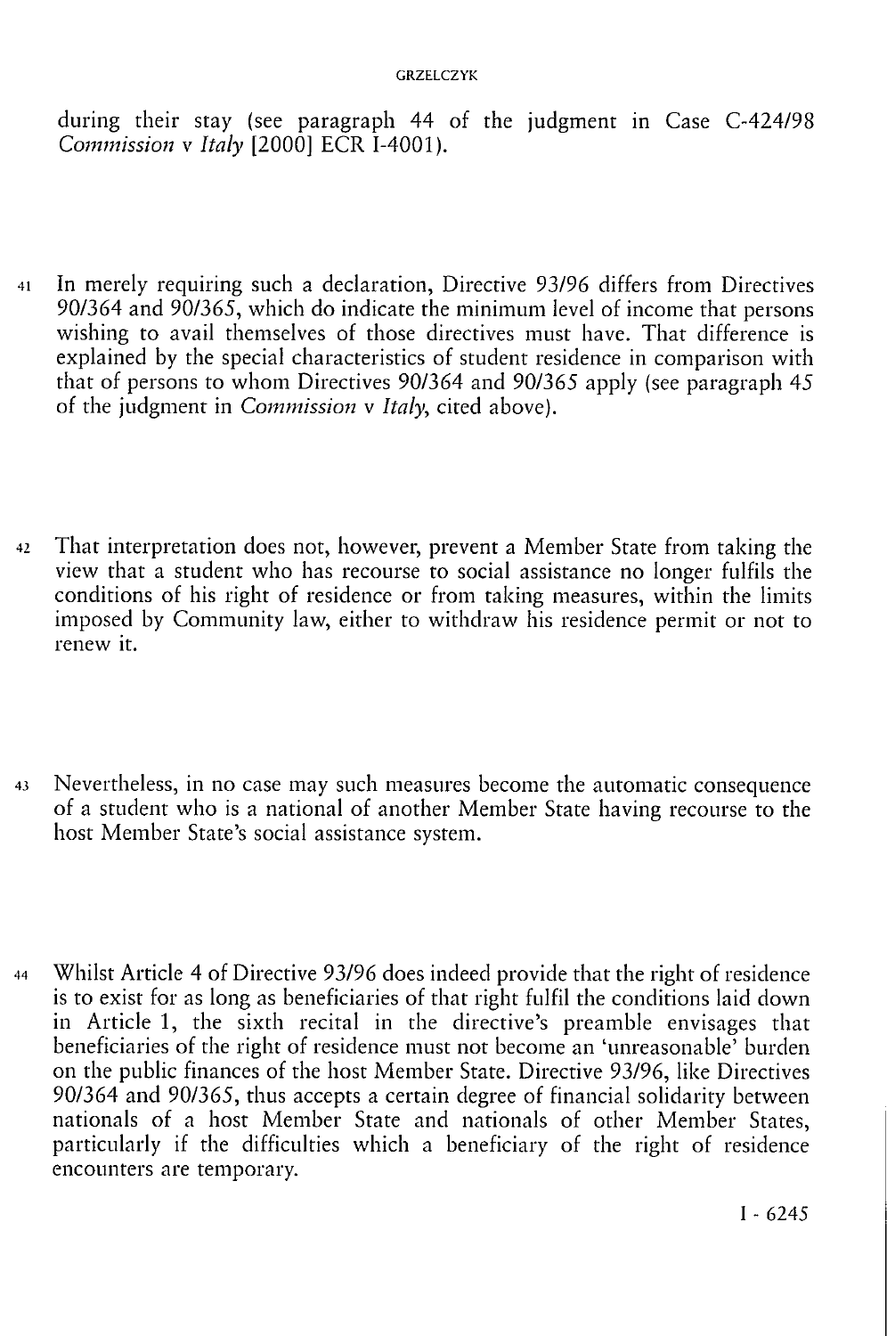during their stay (see paragraph 44 of the judgment in Case C-424/98 *Commission* v *Italy* [2000] ECR I-4001).

41 In merely requiring such a declaration, Directive 93/96 differs from Directives 90/364 and 90/365, which do indicate the minimum level of income that persons wishing to avail themselves of those directives must have. That difference is explained by the special characteristics of student residence in comparison with that of persons to whom Directives 90/364 and 90/365 apply (see paragraph 45 of the judgment in *Commission* v *Italy*, cited above).

42 That interpretation does not, however, prevent a Member State from taking the view that a student who has recourse to social assistance no longer fulfils the conditions of his right of residence or from taking measures, within the limits imposed by Community law, either to withdraw his residence permit or not to renew it.

43 Nevertheless, in no case may such measures become the automatic consequence of a student who is a national of another Member State having recourse to the host Member State's social assistance system.

44 Whilst Article 4 of Directive 93/96 does indeed provide that the right of residence is to exist for as long as beneficiaries of that right fulfil the conditions laid down in Article 1, the sixth recital in the directive's preamble envisages that beneficiaries of the right of residence must not become an 'unreasonable' burden on the public finances of the host Member State. Directive 93/96, like Directives 90/364 and 90/365, thus accepts a certain degree of financial solidarity between nationals of a host Member State and nationals of other Member States, particularly if the difficulties which a beneficiary of the right of residence encounters are temporary.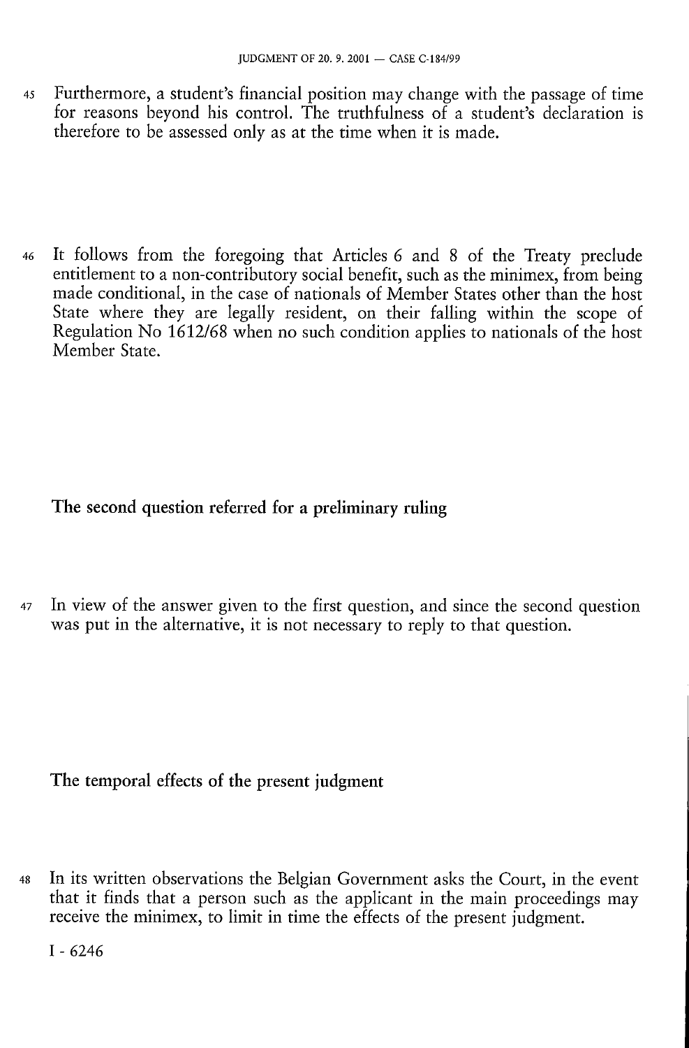45 Furthermore, a student's financial position may change with the passage of time for reasons beyond his control. The truthfulness of a student's declaration is therefore to be assessed only as at the time when it is made.

46 It follows from the foregoing that Articles 6 and 8 of the Treaty preclude entitlement to a non-contributory social benefit, such as the minimex, from being made conditional, in the case of nationals of Member States other than the host State where they are legally resident, on their falling within the scope of Regulation No 1612/68 when no such condition applies to nationals of the host Member State.

## The second question referred for a preliminary ruling

47 In view of the answer given to the first question, and since the second question was put in the alternative, it is not necessary to reply to that question.

## The temporal effects of the present judgment

48 In its written observations the Belgian Government asks the Court, in the event that it finds that a person such as the applicant in the main proceedings may receive the minimex, to limit in time the effects of the present judgment.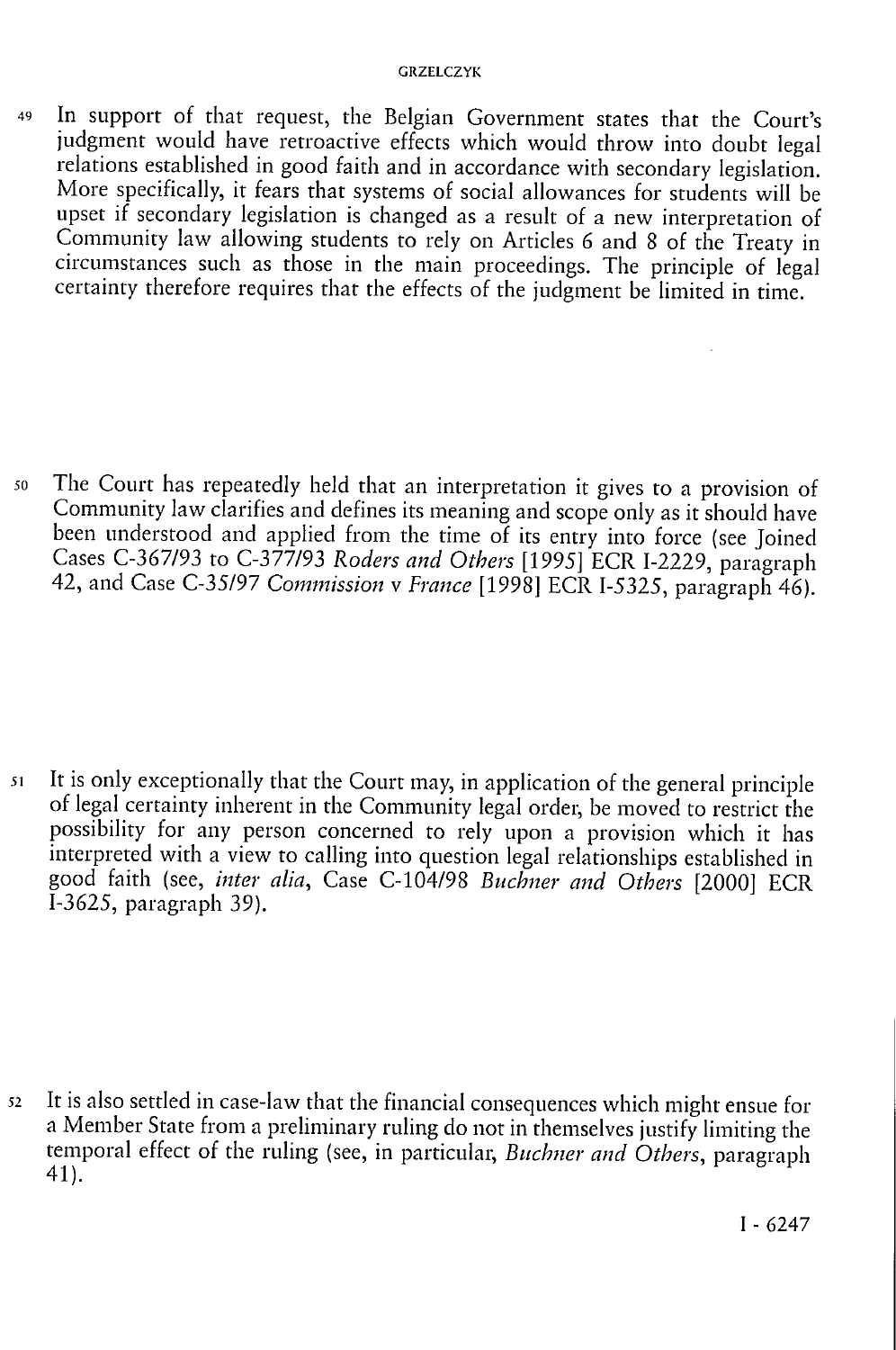49 In support of that request, the Belgian Government states that the Court's judgment would have retroactive effects which would throw into doubt legal relations established in good faith and in accordance with secondary legislation. More specifically, it fears that systems of social allowances for students will be upset if secondary legislation is changed as a result of a new interpretation of Community law allowing students to rely on Articles 6 and 8 of the Treaty in circumstances such as those in the main proceedings. The principle of legal certainty therefore requires that the effects of the judgment be limited in time.

50 The Court has repeatedly held that an interpretation it gives to a provision of Community law clarifies and defines its meaning and scope only as it should have been understood and applied from the time of its entry into force (see Joined Cases C-367/93 to C-377/93 *Roders and Others* [1995] ECR I-2229, paragraph 42, and Case C-35/97 *Commission* v *France* [1998] ECR I-5325, paragraph 46).

51 It is only exceptionally that the Court may, in application of the general principle of legal certainty inherent in the Community legal order, be moved to restrict the possibility for any person concerned to rely upon a provision which it has interpreted with a view to calling into question legal relationships established in good faith (see, *inter alia*, Case C-104/98 *Buchner and Others* [2000] ECR I-3625, paragraph 39).

52 It is also settled in case-law that the financial consequences which might ensue for a Member State from a preliminary ruling do not in themselves justify limiting the temporal effect of the ruling (see, in particular, *Buchner and Others*, paragraph 41).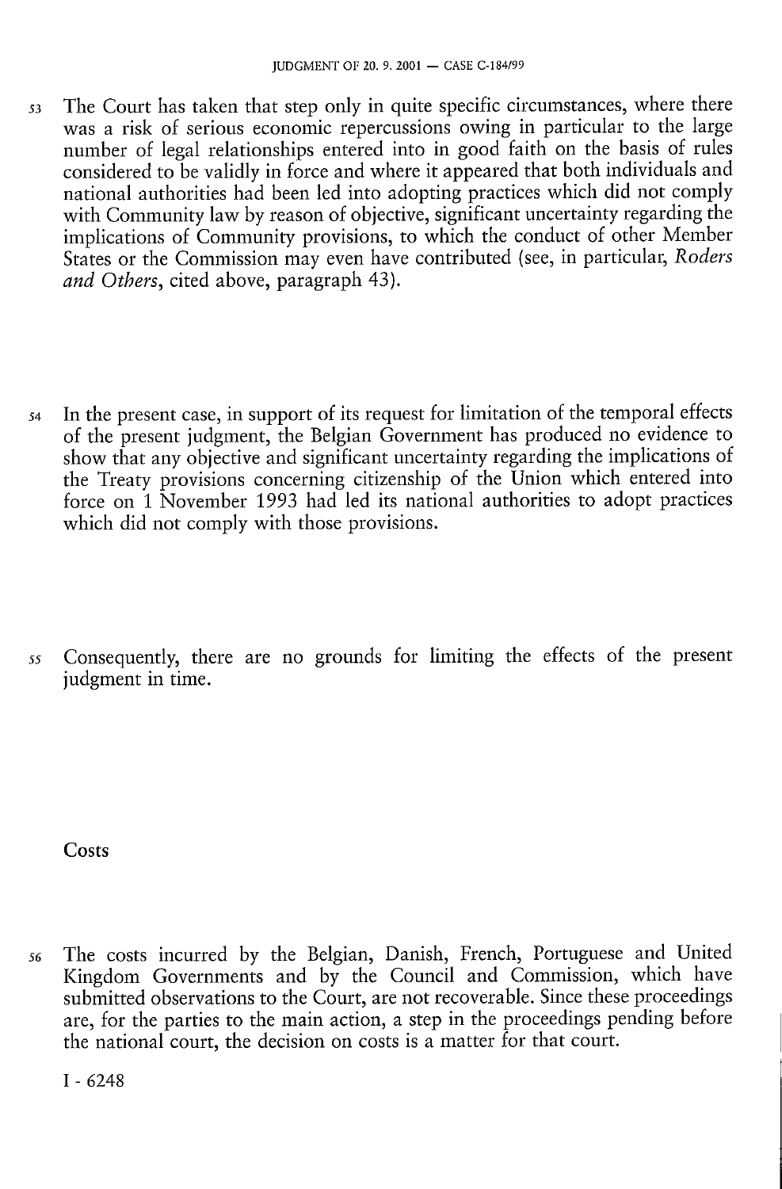53 The Court has taken that step only in quite specific circumstances, where there was a risk of serious economic repercussions owing in particular to the large number of legal relationships entered into in good faith on the basis of rules considered to be validly in force and where it appeared that both individuals and national authorities had been led into adopting practices which did not comply with Community law by reason of objective, significant uncertainty regarding the implications of Community provisions, to which the conduct of other Member States or the Commission may even have contributed (see, in particular, *Roders and Others*, cited above, paragraph 43).

54 In the present case, in support of its request for limitation of the temporal effects of the present judgment, the Belgian Government has produced no evidence to show that any objective and significant uncertainty regarding the implications of the Treaty provisions concerning citizenship of the Union which entered into force on 1 November 1993 had led its national authorities to adopt practices which did not comply with those provisions.

55 Consequently, there are no grounds for limiting the effects of the present judgment in time.

## Costs

56 The costs incurred by the Belgian, Danish, French, Portuguese and United Kingdom Governments and by the Council and Commission, which have submitted observations to the Court, are not recoverable. Since these proceedings are, for the parties to the main action, a step in the proceedings pending before the national court, the decision on costs is a matter for that court.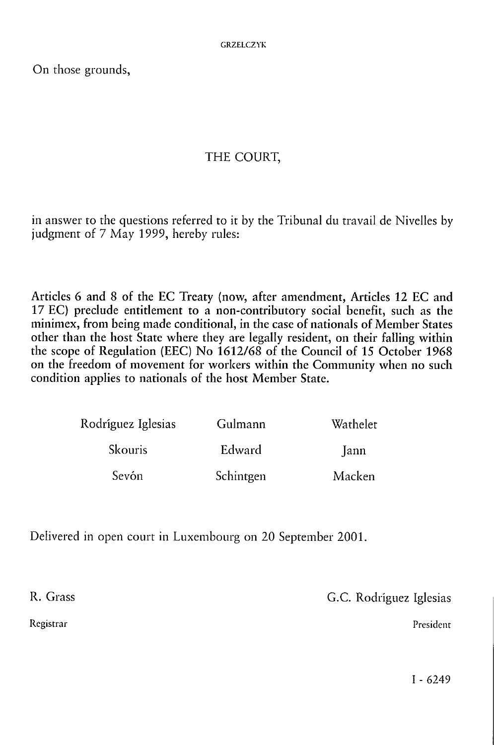On those grounds,

THE COURT,

in answer to the questions referred to it by the Tribunal du travail de Nivelles by judgment of 7 May 1999, hereby rules:

**Articles 6 and 8 of the EC Treaty (now, after amendment, Articles 12 EC and 17 EC) preclude entitlement to a non-contributory social benefit, such as the minimex, from being made conditional, in the case of nationals of Member States other than the host State where they are legally resident, on their falling within the scope of Regulation (EEC) No 1612/68 of the Council of 15 October 1968 on the freedom of movement for workers within the Community when no such condition applies to nationals of the host Member State.**

| | | |
|---|---|---|
| Rodríguez Iglesias | Gulmann | Wathelet |
| Skouris | Edward | Jann |
| Sevón | Schintgen | Macken |

Delivered in open court in Luxembourg on 20 September 2001.

R. Grass

Registrar

G.C. Rodríguez Iglesias

President